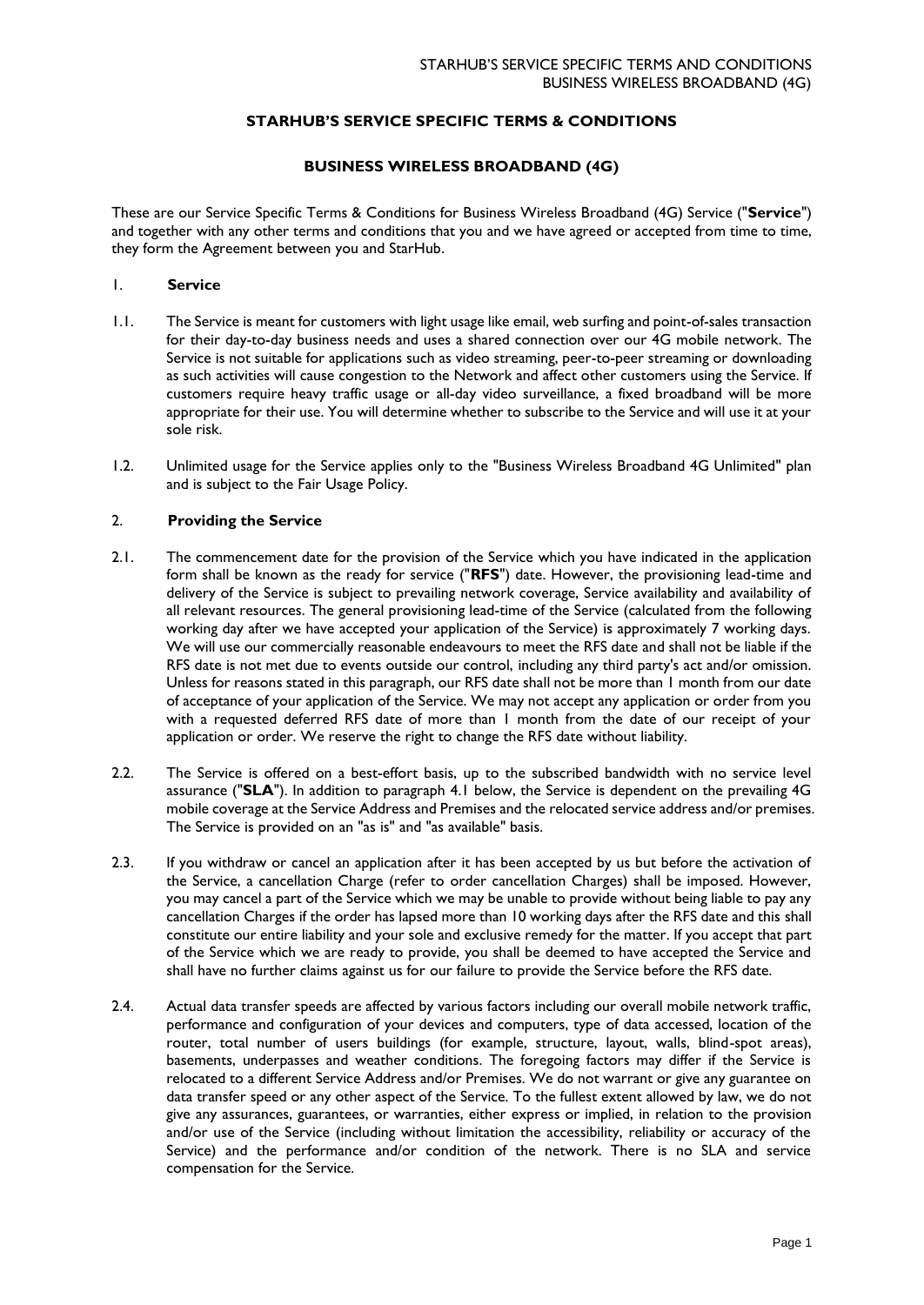**STARHUB'S SERVICE SPECIFIC TERMS & CONDITIONS**

**BUSINESS WIRELESS BROADBAND (4G)**

These are our Service Specific Terms & Conditions for Business Wireless Broadband (4G) Service ("**Service**") and together with any other terms and conditions that you and we have agreed or accepted from time to time, they form the Agreement between you and StarHub.

## 1. Service

1.1. The Service is meant for customers with light usage like email, web surfing and point-of-sales transaction for their day-to-day business needs and uses a shared connection over our 4G mobile network. The Service is not suitable for applications such as video streaming, peer-to-peer streaming or downloading as such activities will cause congestion to the Network and affect other customers using the Service. If customers require heavy traffic usage or all-day video surveillance, a fixed broadband will be more appropriate for their use. You will determine whether to subscribe to the Service and will use it at your sole risk.

1.2. Unlimited usage for the Service applies only to the "Business Wireless Broadband 4G Unlimited" plan and is subject to the Fair Usage Policy.

## 2. Providing the Service

2.1. The commencement date for the provision of the Service which you have indicated in the application form shall be known as the ready for service ("**RFS**") date. However, the provisioning lead-time and delivery of the Service is subject to prevailing network coverage, Service availability and availability of all relevant resources. The general provisioning lead-time of the Service (calculated from the following working day after we have accepted your application of the Service) is approximately 7 working days. We will use our commercially reasonable endeavours to meet the RFS date and shall not be liable if the RFS date is not met due to events outside our control, including any third party's act and/or omission. Unless for reasons stated in this paragraph, our RFS date shall not be more than 1 month from our date of acceptance of your application of the Service. We may not accept any application or order from you with a requested deferred RFS date of more than 1 month from the date of our receipt of your application or order. We reserve the right to change the RFS date without liability.

2.2. The Service is offered on a best-effort basis, up to the subscribed bandwidth with no service level assurance ("**SLA**"). In addition to paragraph 4.1 below, the Service is dependent on the prevailing 4G mobile coverage at the Service Address and Premises and the relocated service address and/or premises. The Service is provided on an "as is" and "as available" basis.

2.3. If you withdraw or cancel an application after it has been accepted by us but before the activation of the Service, a cancellation Charge (refer to order cancellation Charges) shall be imposed. However, you may cancel a part of the Service which we may be unable to provide without being liable to pay any cancellation Charges if the order has lapsed more than 10 working days after the RFS date and this shall constitute our entire liability and your sole and exclusive remedy for the matter. If you accept that part of the Service which we are ready to provide, you shall be deemed to have accepted the Service and shall have no further claims against us for our failure to provide the Service before the RFS date.

2.4. Actual data transfer speeds are affected by various factors including our overall mobile network traffic, performance and configuration of your devices and computers, type of data accessed, location of the router, total number of users buildings (for example, structure, layout, walls, blind-spot areas), basements, underpasses and weather conditions. The foregoing factors may differ if the Service is relocated to a different Service Address and/or Premises. We do not warrant or give any guarantee on data transfer speed or any other aspect of the Service. To the fullest extent allowed by law, we do not give any assurances, guarantees, or warranties, either express or implied, in relation to the provision and/or use of the Service (including without limitation the accessibility, reliability or accuracy of the Service) and the performance and/or condition of the network. There is no SLA and service compensation for the Service.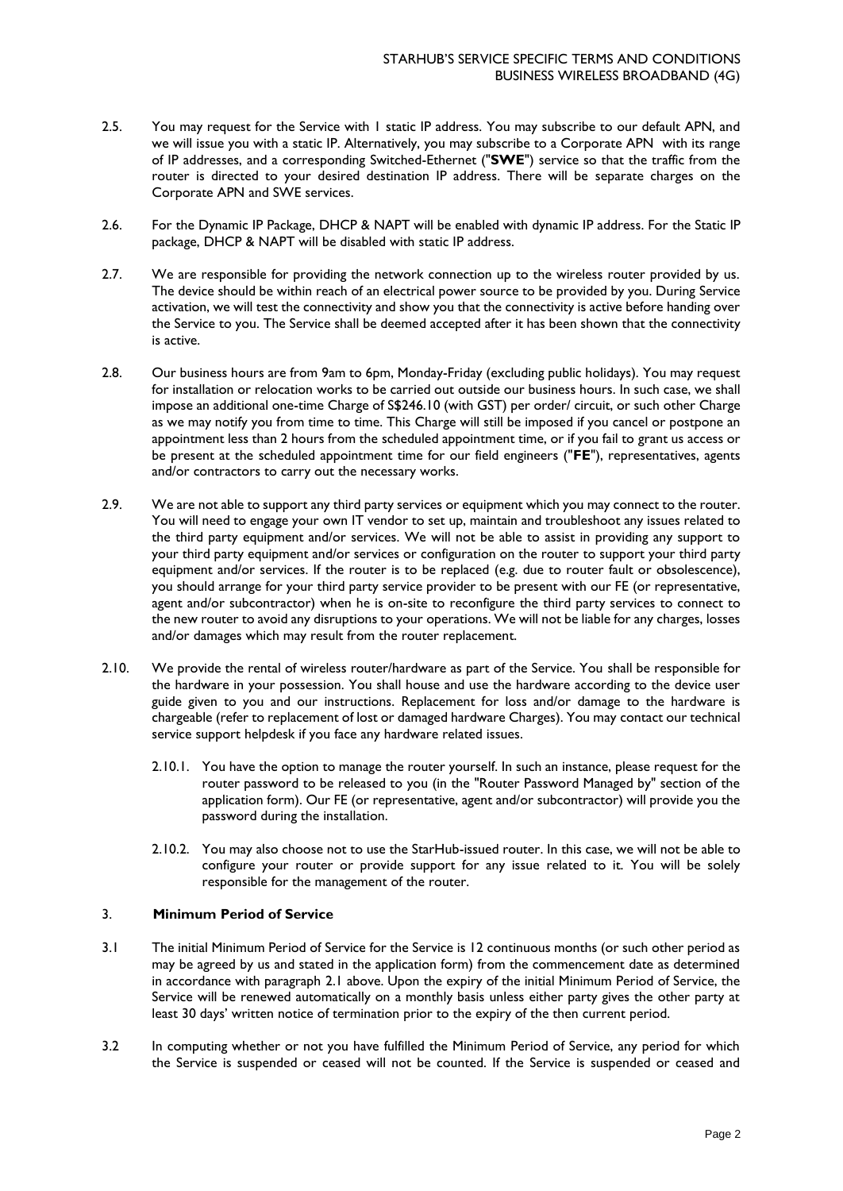2.5. You may request for the Service with 1 static IP address. You may subscribe to our default APN, and we will issue you with a static IP. Alternatively, you may subscribe to a Corporate APN with its range of IP addresses, and a corresponding Switched-Ethernet ("**SWE**") service so that the traffic from the router is directed to your desired destination IP address. There will be separate charges on the Corporate APN and SWE services.

2.6. For the Dynamic IP Package, DHCP & NAPT will be enabled with dynamic IP address. For the Static IP package, DHCP & NAPT will be disabled with static IP address.

2.7. We are responsible for providing the network connection up to the wireless router provided by us. The device should be within reach of an electrical power source to be provided by you. During Service activation, we will test the connectivity and show you that the connectivity is active before handing over the Service to you. The Service shall be deemed accepted after it has been shown that the connectivity is active.

2.8. Our business hours are from 9am to 6pm, Monday-Friday (excluding public holidays). You may request for installation or relocation works to be carried out outside our business hours. In such case, we shall impose an additional one-time Charge of S$246.10 (with GST) per order/ circuit, or such other Charge as we may notify you from time to time. This Charge will still be imposed if you cancel or postpone an appointment less than 2 hours from the scheduled appointment time, or if you fail to grant us access or be present at the scheduled appointment time for our field engineers ("**FE**"), representatives, agents and/or contractors to carry out the necessary works.

2.9. We are not able to support any third party services or equipment which you may connect to the router. You will need to engage your own IT vendor to set up, maintain and troubleshoot any issues related to the third party equipment and/or services. We will not be able to assist in providing any support to your third party equipment and/or services or configuration on the router to support your third party equipment and/or services. If the router is to be replaced (e.g. due to router fault or obsolescence), you should arrange for your third party service provider to be present with our FE (or representative, agent and/or subcontractor) when he is on-site to reconfigure the third party services to connect to the new router to avoid any disruptions to your operations. We will not be liable for any charges, losses and/or damages which may result from the router replacement.

2.10. We provide the rental of wireless router/hardware as part of the Service. You shall be responsible for the hardware in your possession. You shall house and use the hardware according to the device user guide given to you and our instructions. Replacement for loss and/or damage to the hardware is chargeable (refer to replacement of lost or damaged hardware Charges). You may contact our technical service support helpdesk if you face any hardware related issues.

2.10.1. You have the option to manage the router yourself. In such an instance, please request for the router password to be released to you (in the "Router Password Managed by" section of the application form). Our FE (or representative, agent and/or subcontractor) will provide you the password during the installation.

2.10.2. You may also choose not to use the StarHub-issued router. In this case, we will not be able to configure your router or provide support for any issue related to it. You will be solely responsible for the management of the router.

### 3. Minimum Period of Service

3.1 The initial Minimum Period of Service for the Service is 12 continuous months (or such other period as may be agreed by us and stated in the application form) from the commencement date as determined in accordance with paragraph 2.1 above. Upon the expiry of the initial Minimum Period of Service, the Service will be renewed automatically on a monthly basis unless either party gives the other party at least 30 days' written notice of termination prior to the expiry of the then current period.

3.2 In computing whether or not you have fulfilled the Minimum Period of Service, any period for which the Service is suspended or ceased will not be counted. If the Service is suspended or ceased and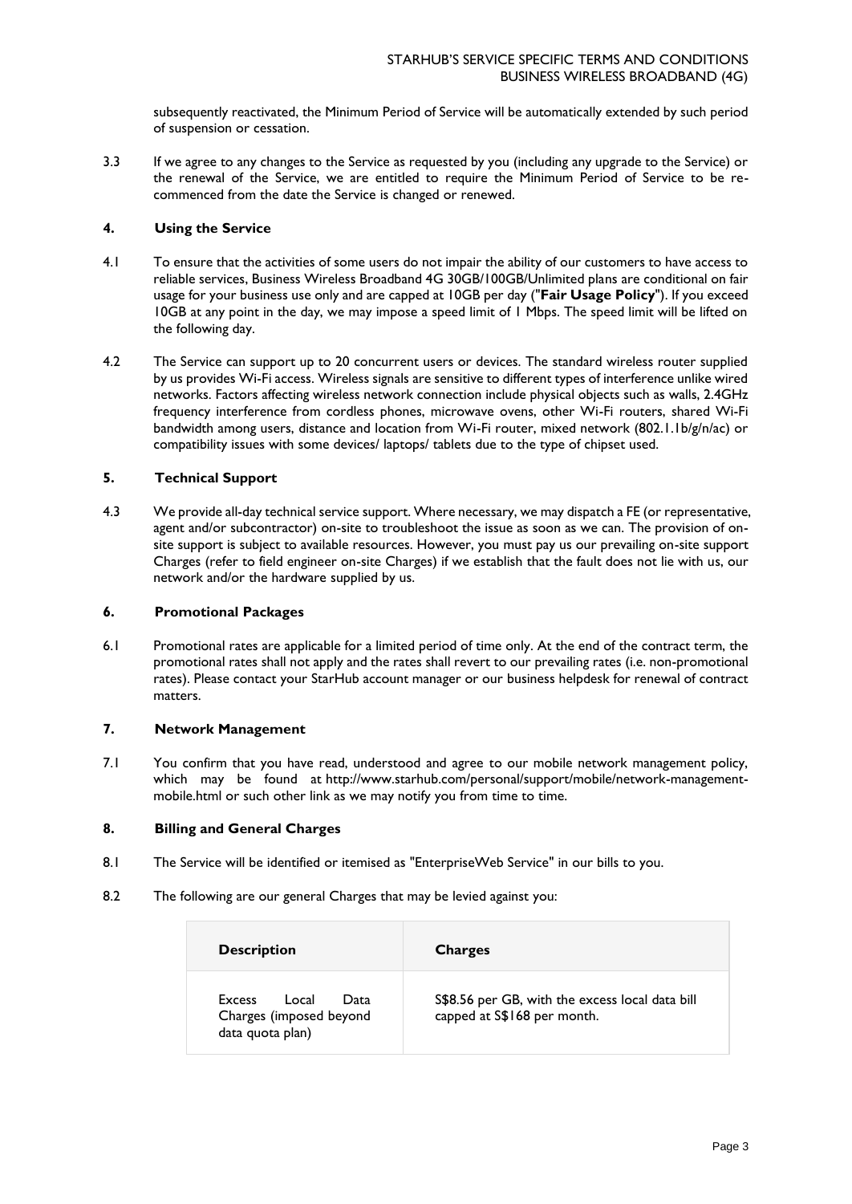subsequently reactivated, the Minimum Period of Service will be automatically extended by such period of suspension or cessation.

3.3 If we agree to any changes to the Service as requested by you (including any upgrade to the Service) or the renewal of the Service, we are entitled to require the Minimum Period of Service to be re-commenced from the date the Service is changed or renewed.

## 4. Using the Service

4.1 To ensure that the activities of some users do not impair the ability of our customers to have access to reliable services, Business Wireless Broadband 4G 30GB/100GB/Unlimited plans are conditional on fair usage for your business use only and are capped at 10GB per day ("**Fair Usage Policy**"). If you exceed 10GB at any point in the day, we may impose a speed limit of 1 Mbps. The speed limit will be lifted on the following day.

4.2 The Service can support up to 20 concurrent users or devices. The standard wireless router supplied by us provides Wi-Fi access. Wireless signals are sensitive to different types of interference unlike wired networks. Factors affecting wireless network connection include physical objects such as walls, 2.4GHz frequency interference from cordless phones, microwave ovens, other Wi-Fi routers, shared Wi-Fi bandwidth among users, distance and location from Wi-Fi router, mixed network (802.1.1b/g/n/ac) or compatibility issues with some devices/ laptops/ tablets due to the type of chipset used.

## 5. Technical Support

4.3 We provide all-day technical service support. Where necessary, we may dispatch a FE (or representative, agent and/or subcontractor) on-site to troubleshoot the issue as soon as we can. The provision of on-site support is subject to available resources. However, you must pay us our prevailing on-site support Charges (refer to field engineer on-site Charges) if we establish that the fault does not lie with us, our network and/or the hardware supplied by us.

## 6. Promotional Packages

6.1 Promotional rates are applicable for a limited period of time only. At the end of the contract term, the promotional rates shall not apply and the rates shall revert to our prevailing rates (i.e. non-promotional rates). Please contact your StarHub account manager or our business helpdesk for renewal of contract matters.

## 7. Network Management

7.1 You confirm that you have read, understood and agree to our mobile network management policy, which may be found at http://www.starhub.com/personal/support/mobile/network-management-mobile.html or such other link as we may notify you from time to time.

## 8. Billing and General Charges

8.1 The Service will be identified or itemised as "EnterpriseWeb Service" in our bills to you.

8.2 The following are our general Charges that may be levied against you:

| Description | Charges |
| --- | --- |
| Excess Local Data Charges (imposed beyond data quota plan) | S$8.56 per GB, with the excess local data bill capped at S$168 per month. |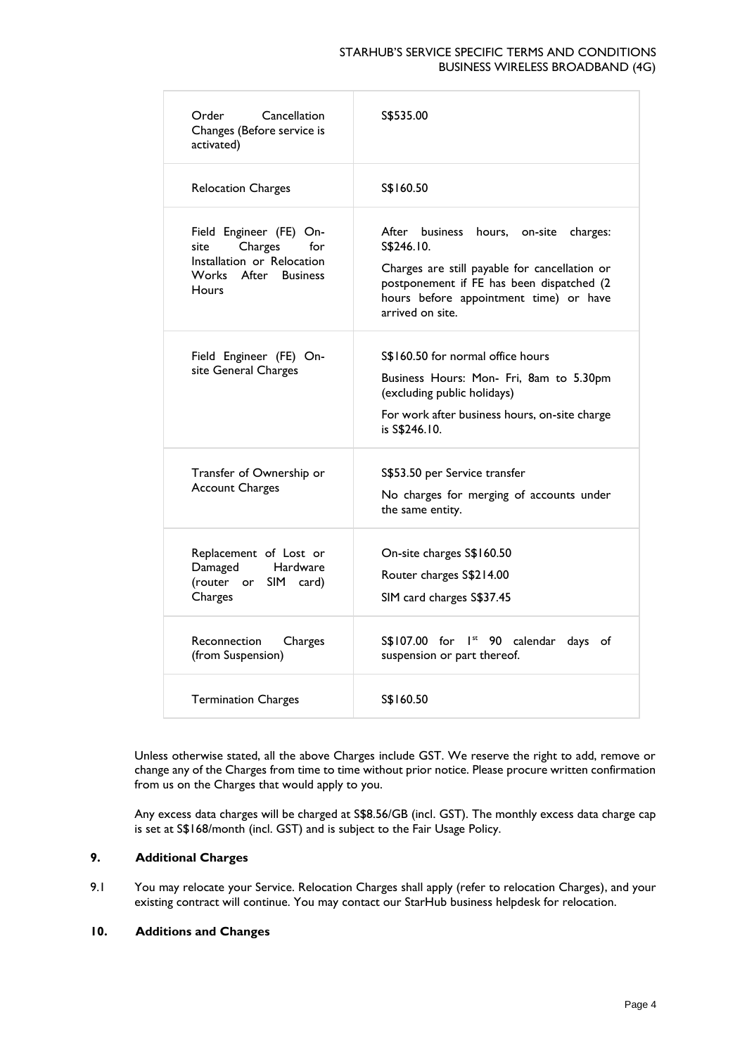| | |
|---|---|
| Order Cancellation Changes (Before service is activated) | S$535.00 |
| Relocation Charges | S$160.50 |
| Field Engineer (FE) On-site Charges for Installation or Relocation Works After Business Hours | After business hours, on-site charges: S$246.10.<br><br>Charges are still payable for cancellation or postponement if FE has been dispatched (2 hours before appointment time) or have arrived on site. |
| Field Engineer (FE) On-site General Charges | S$160.50 for normal office hours<br><br>Business Hours: Mon- Fri, 8am to 5.30pm (excluding public holidays)<br><br>For work after business hours, on-site charge is S$246.10. |
| Transfer of Ownership or Account Charges | S$53.50 per Service transfer<br><br>No charges for merging of accounts under the same entity. |
| Replacement of Lost or Damaged Hardware (router or SIM card) Charges | On-site charges S$160.50<br><br>Router charges S$214.00<br><br>SIM card charges S$37.45 |
| Reconnection Charges (from Suspension) | S$107.00 for 1st 90 calendar days of suspension or part thereof. |
| Termination Charges | S$160.50 |

Unless otherwise stated, all the above Charges include GST. We reserve the right to add, remove or change any of the Charges from time to time without prior notice. Please procure written confirmation from us on the Charges that would apply to you.

Any excess data charges will be charged at S$8.56/GB (incl. GST). The monthly excess data charge cap is set at S$168/month (incl. GST) and is subject to the Fair Usage Policy.

## 9. Additional Charges

9.1 You may relocate your Service. Relocation Charges shall apply (refer to relocation Charges), and your existing contract will continue. You may contact our StarHub business helpdesk for relocation.

## 10. Additions and Changes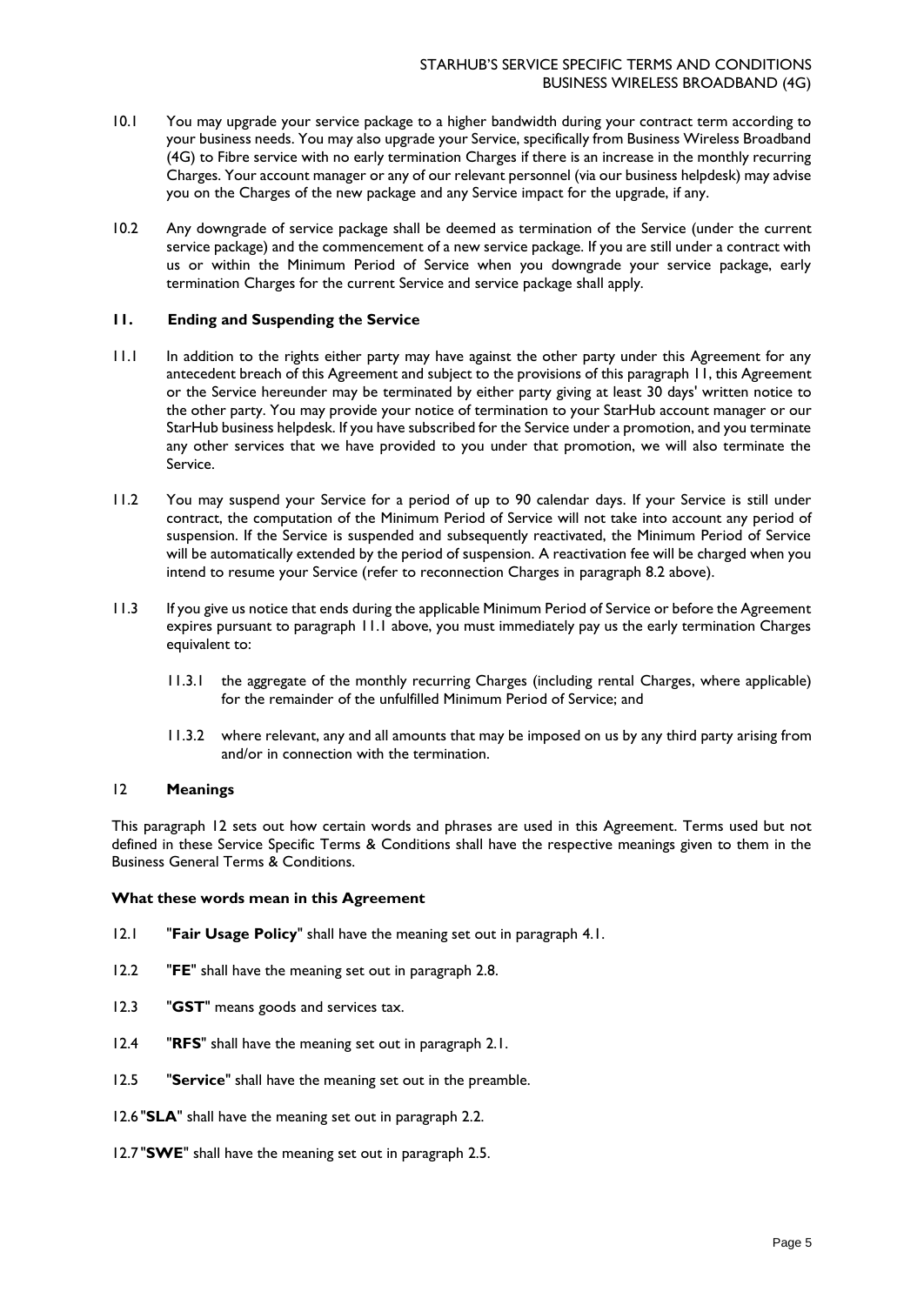10.1 You may upgrade your service package to a higher bandwidth during your contract term according to your business needs. You may also upgrade your Service, specifically from Business Wireless Broadband (4G) to Fibre service with no early termination Charges if there is an increase in the monthly recurring Charges. Your account manager or any of our relevant personnel (via our business helpdesk) may advise you on the Charges of the new package and any Service impact for the upgrade, if any.

10.2 Any downgrade of service package shall be deemed as termination of the Service (under the current service package) and the commencement of a new service package. If you are still under a contract with us or within the Minimum Period of Service when you downgrade your service package, early termination Charges for the current Service and service package shall apply.

## 11. Ending and Suspending the Service

11.1 In addition to the rights either party may have against the other party under this Agreement for any antecedent breach of this Agreement and subject to the provisions of this paragraph 11, this Agreement or the Service hereunder may be terminated by either party giving at least 30 days' written notice to the other party. You may provide your notice of termination to your StarHub account manager or our StarHub business helpdesk. If you have subscribed for the Service under a promotion, and you terminate any other services that we have provided to you under that promotion, we will also terminate the Service.

11.2 You may suspend your Service for a period of up to 90 calendar days. If your Service is still under contract, the computation of the Minimum Period of Service will not take into account any period of suspension. If the Service is suspended and subsequently reactivated, the Minimum Period of Service will be automatically extended by the period of suspension. A reactivation fee will be charged when you intend to resume your Service (refer to reconnection Charges in paragraph 8.2 above).

11.3 If you give us notice that ends during the applicable Minimum Period of Service or before the Agreement expires pursuant to paragraph 11.1 above, you must immediately pay us the early termination Charges equivalent to:

11.3.1 the aggregate of the monthly recurring Charges (including rental Charges, where applicable) for the remainder of the unfulfilled Minimum Period of Service; and

11.3.2 where relevant, any and all amounts that may be imposed on us by any third party arising from and/or in connection with the termination.

## 12 Meanings

This paragraph 12 sets out how certain words and phrases are used in this Agreement. Terms used but not defined in these Service Specific Terms & Conditions shall have the respective meanings given to them in the Business General Terms & Conditions.

### What these words mean in this Agreement

12.1 "**Fair Usage Policy**" shall have the meaning set out in paragraph 4.1.

12.2 "**FE**" shall have the meaning set out in paragraph 2.8.

12.3 "**GST**" means goods and services tax.

12.4 "**RFS**" shall have the meaning set out in paragraph 2.1.

12.5 "**Service**" shall have the meaning set out in the preamble.

12.6 "**SLA**" shall have the meaning set out in paragraph 2.2.

12.7 "**SWE**" shall have the meaning set out in paragraph 2.5.